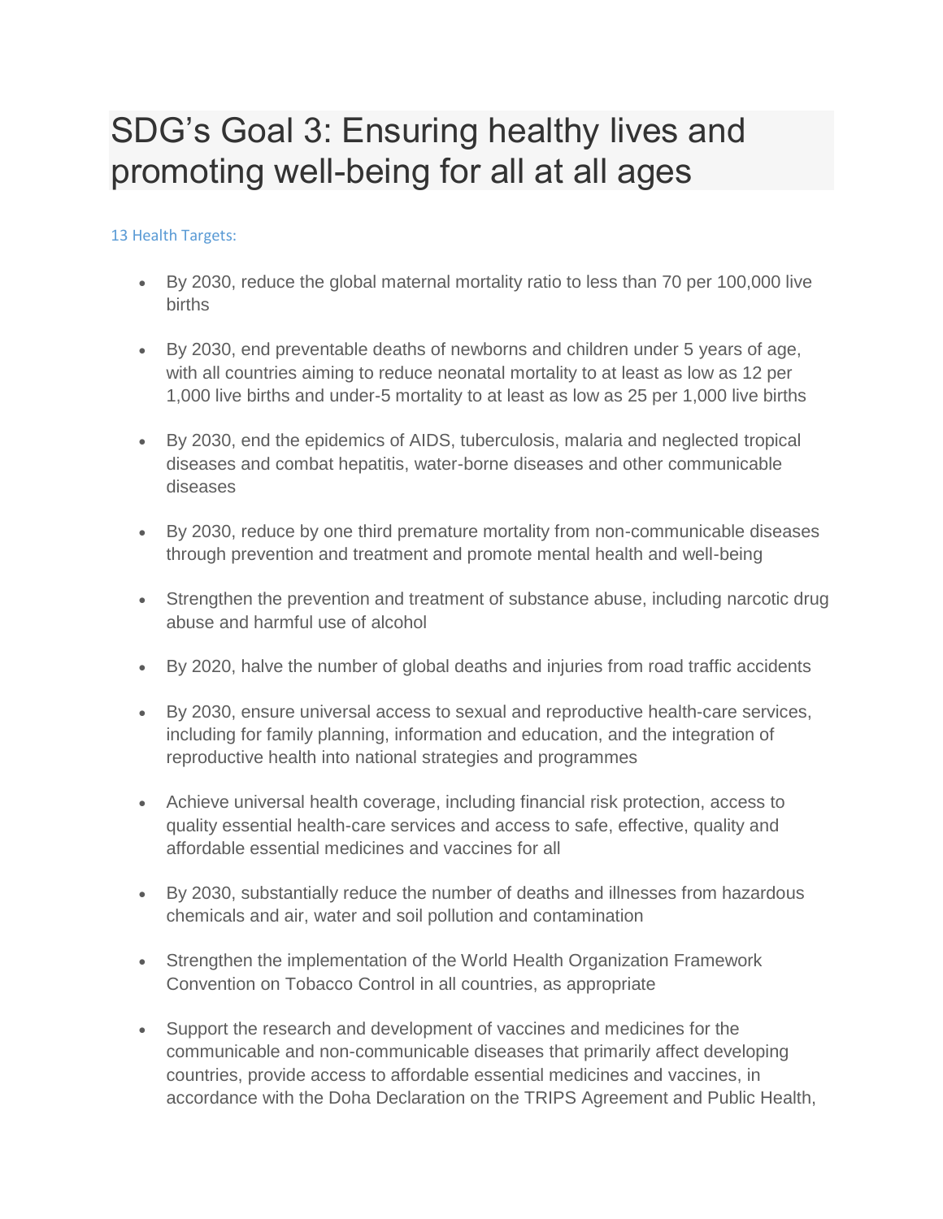# SDG's Goal 3: Ensuring healthy lives and promoting well-being for all at all ages

13 Health Targets:

- By 2030, reduce the global maternal mortality ratio to less than 70 per 100,000 live births
- By 2030, end preventable deaths of newborns and children under 5 years of age, with all countries aiming to reduce neonatal mortality to at least as low as 12 per 1,000 live births and under-5 mortality to at least as low as 25 per 1,000 live births
- By 2030, end the epidemics of AIDS, tuberculosis, malaria and neglected tropical diseases and combat hepatitis, water-borne diseases and other communicable diseases
- By 2030, reduce by one third premature mortality from non-communicable diseases through prevention and treatment and promote mental health and well-being
- Strengthen the prevention and treatment of substance abuse, including narcotic drug abuse and harmful use of alcohol
- By 2020, halve the number of global deaths and injuries from road traffic accidents
- By 2030, ensure universal access to sexual and reproductive health-care services, including for family planning, information and education, and the integration of reproductive health into national strategies and programmes
- Achieve universal health coverage, including financial risk protection, access to quality essential health-care services and access to safe, effective, quality and affordable essential medicines and vaccines for all
- By 2030, substantially reduce the number of deaths and illnesses from hazardous chemicals and air, water and soil pollution and contamination
- Strengthen the implementation of the World Health Organization Framework Convention on Tobacco Control in all countries, as appropriate
- Support the research and development of vaccines and medicines for the communicable and non-communicable diseases that primarily affect developing countries, provide access to affordable essential medicines and vaccines, in accordance with the Doha Declaration on the TRIPS Agreement and Public Health,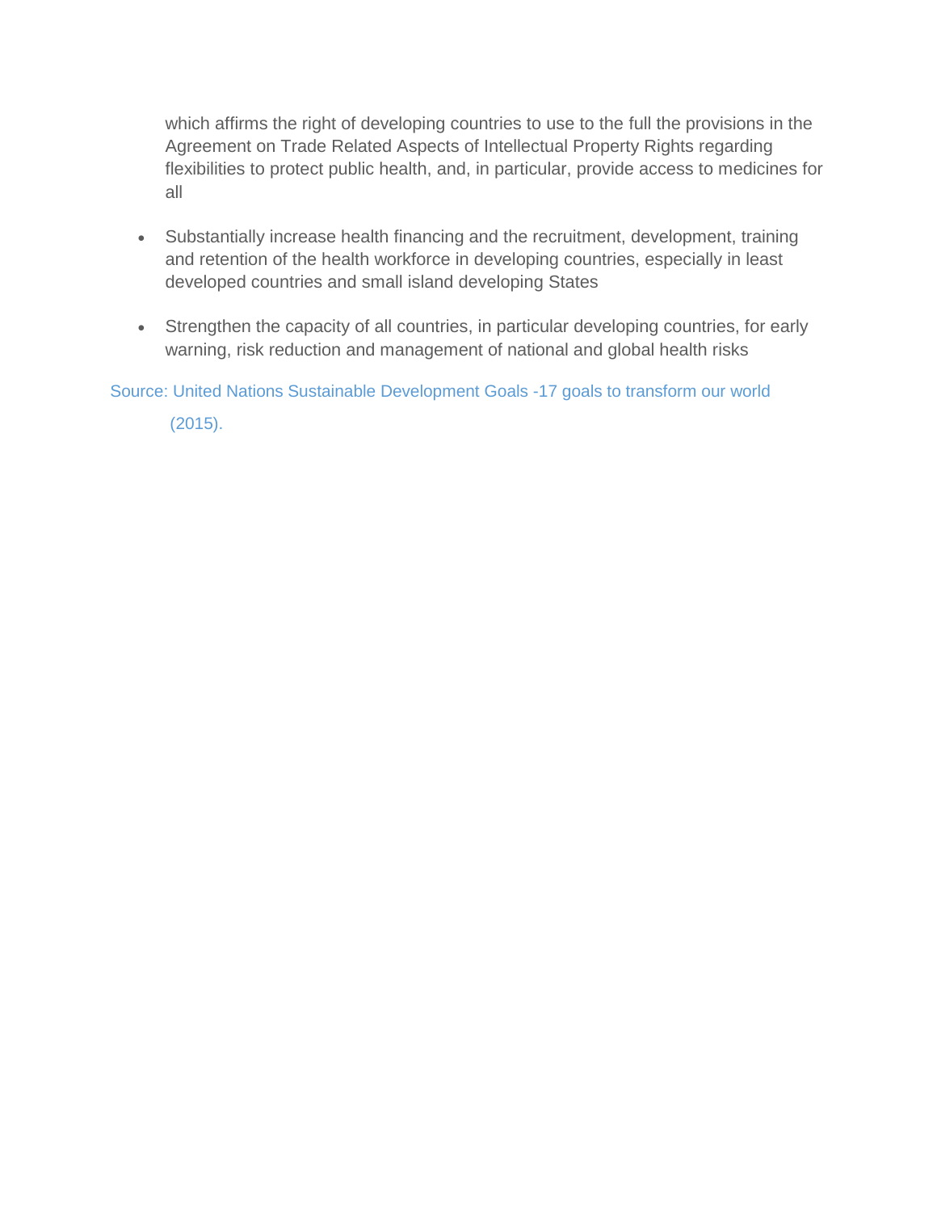which affirms the right of developing countries to use to the full the provisions in the Agreement on Trade Related Aspects of Intellectual Property Rights regarding flexibilities to protect public health, and, in particular, provide access to medicines for all

- Substantially increase health financing and the recruitment, development, training and retention of the health workforce in developing countries, especially in least developed countries and small island developing States
- Strengthen the capacity of all countries, in particular developing countries, for early warning, risk reduction and management of national and global health risks

Source: United Nations Sustainable Development Goals -17 goals to transform our world (2015).